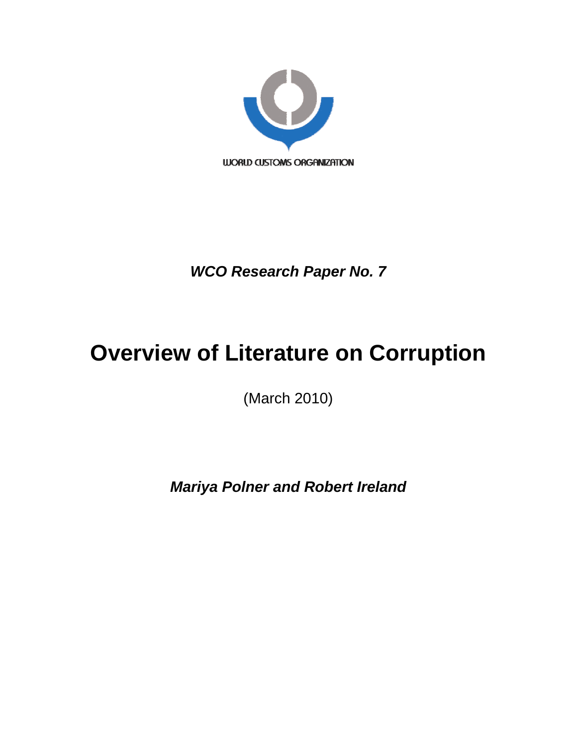WORLD CUSTOMS ORGANIZATION

***WCO Research Paper No. 7***

# Overview of Literature on Corruption

(March 2010)

***Mariya Polner and Robert Ireland***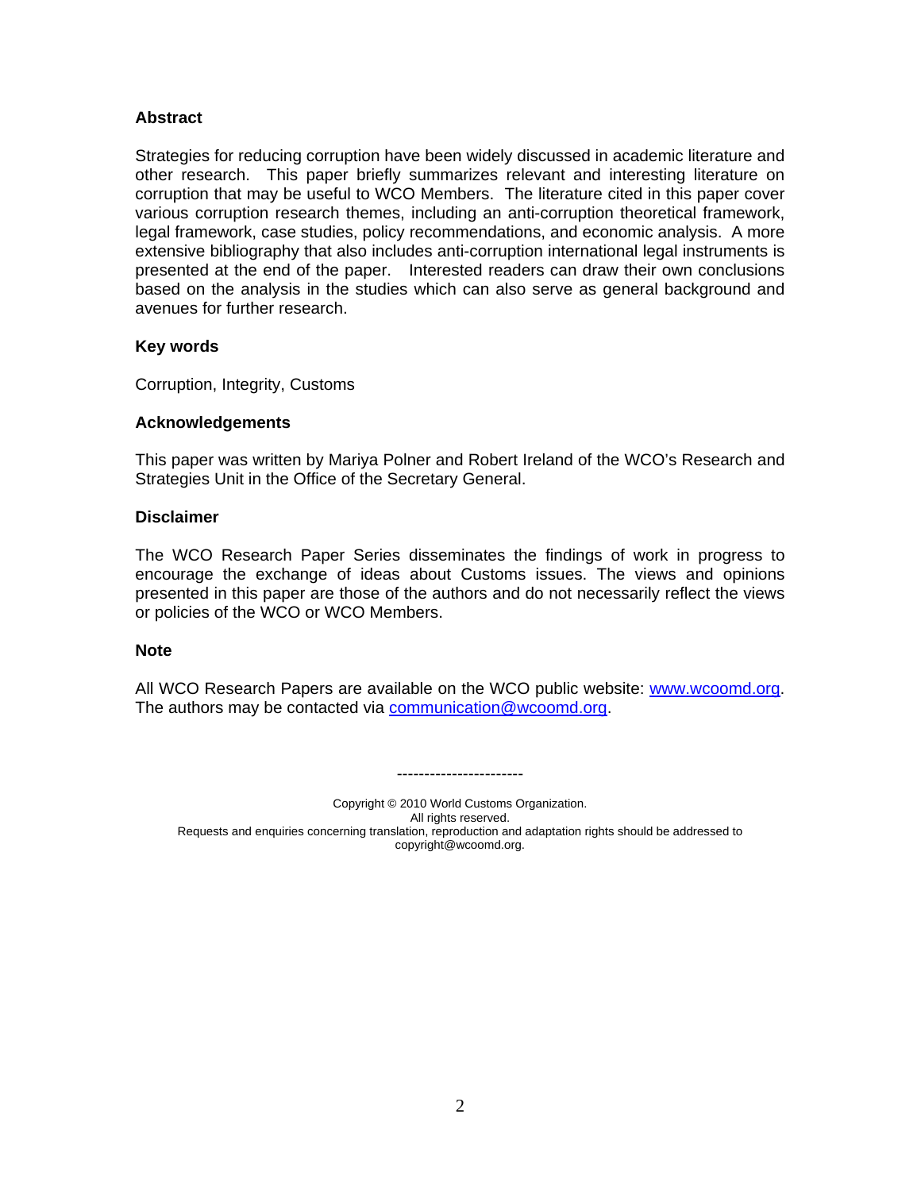## Abstract

Strategies for reducing corruption have been widely discussed in academic literature and other research. This paper briefly summarizes relevant and interesting literature on corruption that may be useful to WCO Members. The literature cited in this paper cover various corruption research themes, including an anti-corruption theoretical framework, legal framework, case studies, policy recommendations, and economic analysis. A more extensive bibliography that also includes anti-corruption international legal instruments is presented at the end of the paper. Interested readers can draw their own conclusions based on the analysis in the studies which can also serve as general background and avenues for further research.

## Key words

Corruption, Integrity, Customs

## Acknowledgements

This paper was written by Mariya Polner and Robert Ireland of the WCO's Research and Strategies Unit in the Office of the Secretary General.

## Disclaimer

The WCO Research Paper Series disseminates the findings of work in progress to encourage the exchange of ideas about Customs issues. The views and opinions presented in this paper are those of the authors and do not necessarily reflect the views or policies of the WCO or WCO Members.

## Note

All WCO Research Papers are available on the WCO public website: [www.wcoomd.org](http://www.wcoomd.org). The authors may be contacted via [communication@wcoomd.org](mailto:communication@wcoomd.org).

-----------------------

Copyright © 2010 World Customs Organization.
All rights reserved.
Requests and enquiries concerning translation, reproduction and adaptation rights should be addressed to copyright@wcoomd.org.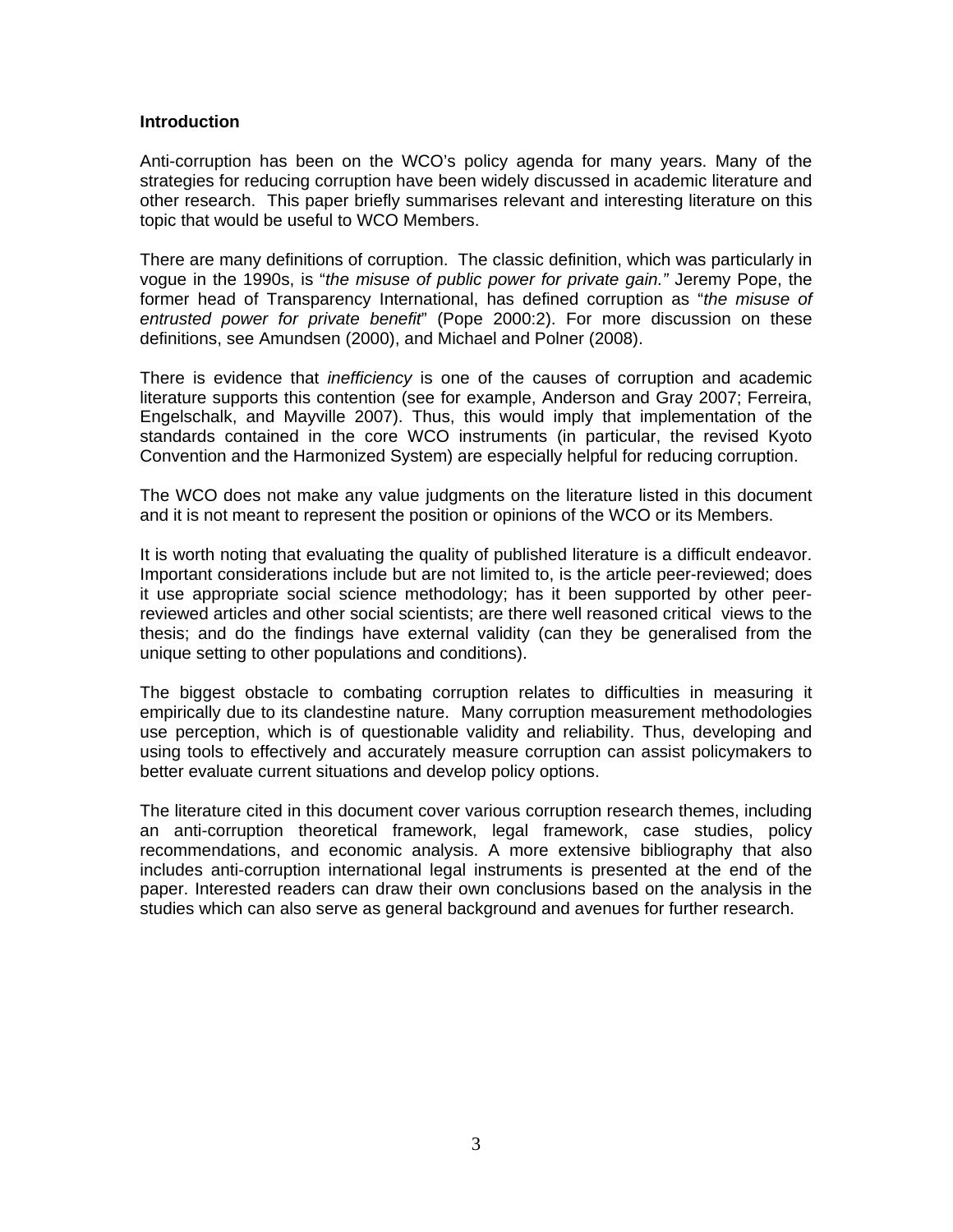**Introduction**

Anti-corruption has been on the WCO's policy agenda for many years. Many of the strategies for reducing corruption have been widely discussed in academic literature and other research. This paper briefly summarises relevant and interesting literature on this topic that would be useful to WCO Members.

There are many definitions of corruption. The classic definition, which was particularly in vogue in the 1990s, is "*the misuse of public power for private gain."* Jeremy Pope, the former head of Transparency International, has defined corruption as "*the misuse of entrusted power for private benefit*" (Pope 2000:2). For more discussion on these definitions, see Amundsen (2000), and Michael and Polner (2008).

There is evidence that *inefficiency* is one of the causes of corruption and academic literature supports this contention (see for example, Anderson and Gray 2007; Ferreira, Engelschalk, and Mayville 2007). Thus, this would imply that implementation of the standards contained in the core WCO instruments (in particular, the revised Kyoto Convention and the Harmonized System) are especially helpful for reducing corruption.

The WCO does not make any value judgments on the literature listed in this document and it is not meant to represent the position or opinions of the WCO or its Members.

It is worth noting that evaluating the quality of published literature is a difficult endeavor. Important considerations include but are not limited to, is the article peer-reviewed; does it use appropriate social science methodology; has it been supported by other peer-reviewed articles and other social scientists; are there well reasoned critical views to the thesis; and do the findings have external validity (can they be generalised from the unique setting to other populations and conditions).

The biggest obstacle to combating corruption relates to difficulties in measuring it empirically due to its clandestine nature. Many corruption measurement methodologies use perception, which is of questionable validity and reliability. Thus, developing and using tools to effectively and accurately measure corruption can assist policymakers to better evaluate current situations and develop policy options.

The literature cited in this document cover various corruption research themes, including an anti-corruption theoretical framework, legal framework, case studies, policy recommendations, and economic analysis. A more extensive bibliography that also includes anti-corruption international legal instruments is presented at the end of the paper. Interested readers can draw their own conclusions based on the analysis in the studies which can also serve as general background and avenues for further research.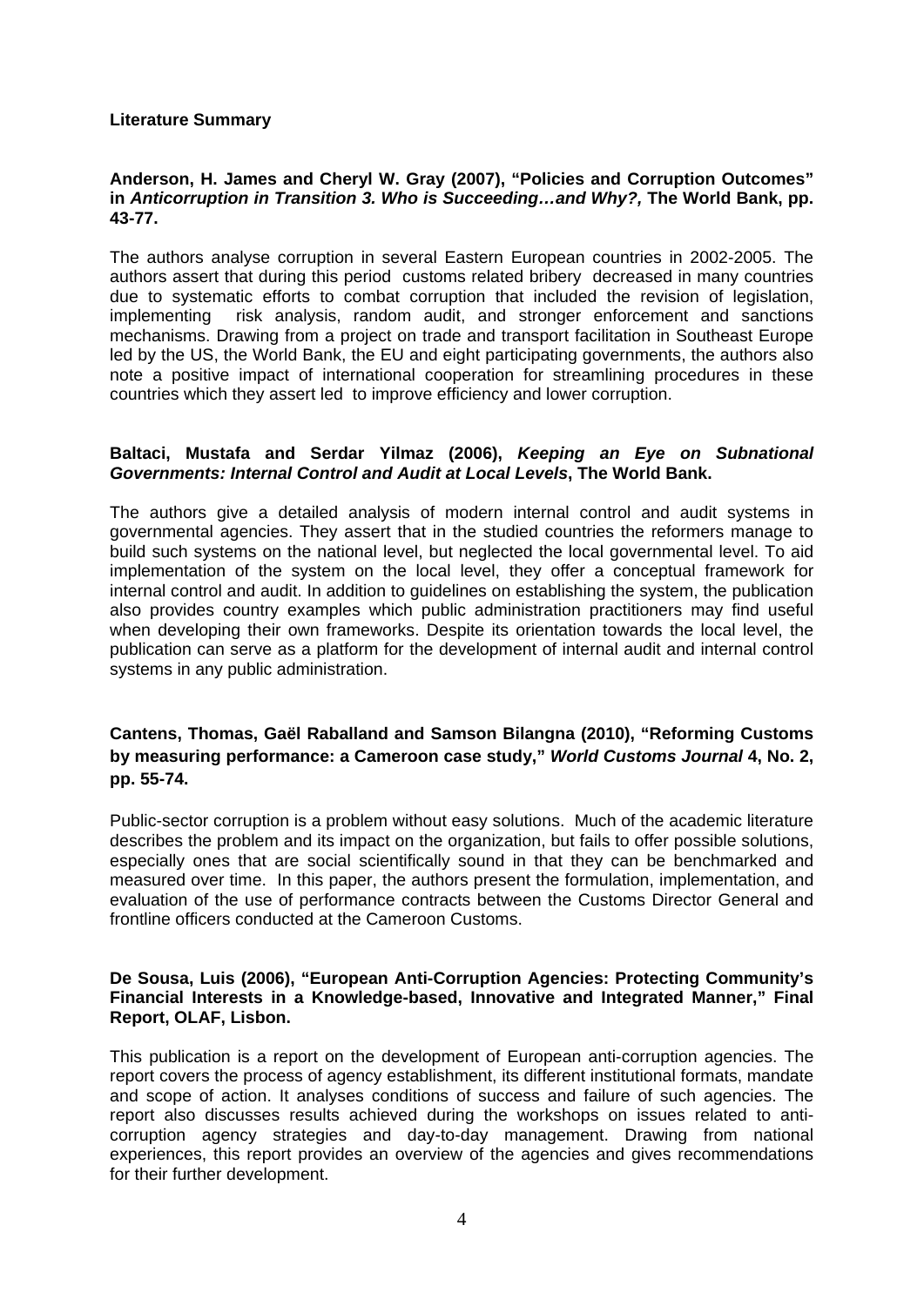**Literature Summary**

**Anderson, H. James and Cheryl W. Gray (2007), "Policies and Corruption Outcomes" in *Anticorruption in Transition 3. Who is Succeeding…and Why?,* The World Bank, pp. 43-77.**

The authors analyse corruption in several Eastern European countries in 2002-2005. The authors assert that during this period customs related bribery decreased in many countries due to systematic efforts to combat corruption that included the revision of legislation, implementing risk analysis, random audit, and stronger enforcement and sanctions mechanisms. Drawing from a project on trade and transport facilitation in Southeast Europe led by the US, the World Bank, the EU and eight participating governments, the authors also note a positive impact of international cooperation for streamlining procedures in these countries which they assert led to improve efficiency and lower corruption.

**Baltaci, Mustafa and Serdar Yilmaz (2006), *Keeping an Eye on Subnational Governments: Internal Control and Audit at Local Levels*, The World Bank.**

The authors give a detailed analysis of modern internal control and audit systems in governmental agencies. They assert that in the studied countries the reformers manage to build such systems on the national level, but neglected the local governmental level. To aid implementation of the system on the local level, they offer a conceptual framework for internal control and audit. In addition to guidelines on establishing the system, the publication also provides country examples which public administration practitioners may find useful when developing their own frameworks. Despite its orientation towards the local level, the publication can serve as a platform for the development of internal audit and internal control systems in any public administration.

**Cantens, Thomas, Gaël Raballand and Samson Bilangna (2010), "Reforming Customs by measuring performance: a Cameroon case study," *World Customs Journal* 4, No. 2, pp. 55-74.**

Public-sector corruption is a problem without easy solutions. Much of the academic literature describes the problem and its impact on the organization, but fails to offer possible solutions, especially ones that are social scientifically sound in that they can be benchmarked and measured over time. In this paper, the authors present the formulation, implementation, and evaluation of the use of performance contracts between the Customs Director General and frontline officers conducted at the Cameroon Customs.

**De Sousa, Luis (2006), "European Anti-Corruption Agencies: Protecting Community's Financial Interests in a Knowledge-based, Innovative and Integrated Manner," Final Report, OLAF, Lisbon.**

This publication is a report on the development of European anti-corruption agencies. The report covers the process of agency establishment, its different institutional formats, mandate and scope of action. It analyses conditions of success and failure of such agencies. The report also discusses results achieved during the workshops on issues related to anti-corruption agency strategies and day-to-day management. Drawing from national experiences, this report provides an overview of the agencies and gives recommendations for their further development.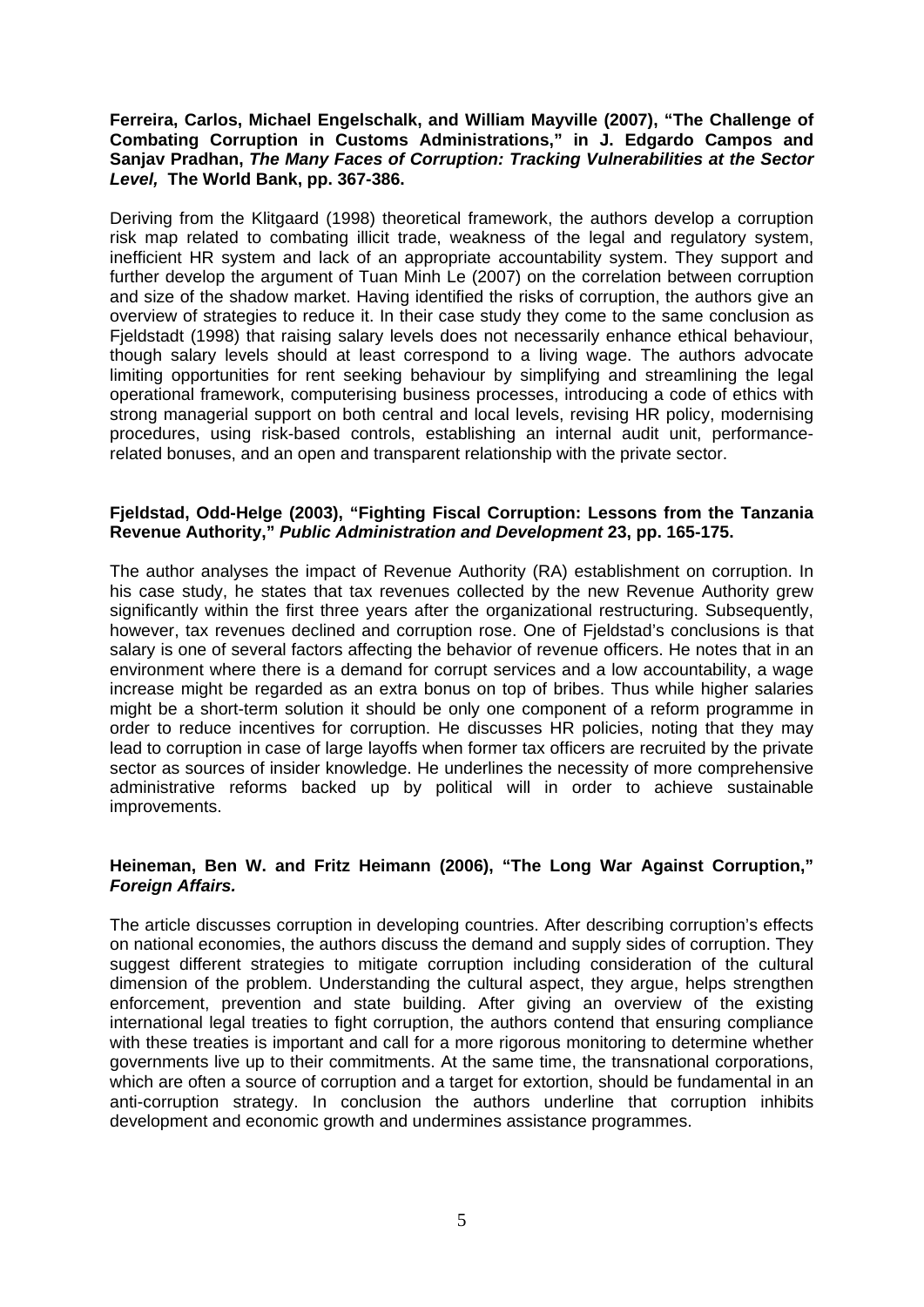**Ferreira, Carlos, Michael Engelschalk, and William Mayville (2007), "The Challenge of Combating Corruption in Customs Administrations," in J. Edgardo Campos and Sanjav Pradhan, *The Many Faces of Corruption: Tracking Vulnerabilities at the Sector Level,* The World Bank, pp. 367-386.**

Deriving from the Klitgaard (1998) theoretical framework, the authors develop a corruption risk map related to combating illicit trade, weakness of the legal and regulatory system, inefficient HR system and lack of an appropriate accountability system. They support and further develop the argument of Tuan Minh Le (2007) on the correlation between corruption and size of the shadow market. Having identified the risks of corruption, the authors give an overview of strategies to reduce it. In their case study they come to the same conclusion as Fjeldstadt (1998) that raising salary levels does not necessarily enhance ethical behaviour, though salary levels should at least correspond to a living wage. The authors advocate limiting opportunities for rent seeking behaviour by simplifying and streamlining the legal operational framework, computerising business processes, introducing a code of ethics with strong managerial support on both central and local levels, revising HR policy, modernising procedures, using risk-based controls, establishing an internal audit unit, performance-related bonuses, and an open and transparent relationship with the private sector.

**Fjeldstad, Odd-Helge (2003), "Fighting Fiscal Corruption: Lessons from the Tanzania Revenue Authority," *Public Administration and Development* 23, pp. 165-175.**

The author analyses the impact of Revenue Authority (RA) establishment on corruption. In his case study, he states that tax revenues collected by the new Revenue Authority grew significantly within the first three years after the organizational restructuring. Subsequently, however, tax revenues declined and corruption rose. One of Fjeldstad's conclusions is that salary is one of several factors affecting the behavior of revenue officers. He notes that in an environment where there is a demand for corrupt services and a low accountability, a wage increase might be regarded as an extra bonus on top of bribes. Thus while higher salaries might be a short-term solution it should be only one component of a reform programme in order to reduce incentives for corruption. He discusses HR policies, noting that they may lead to corruption in case of large layoffs when former tax officers are recruited by the private sector as sources of insider knowledge. He underlines the necessity of more comprehensive administrative reforms backed up by political will in order to achieve sustainable improvements.

**Heineman, Ben W. and Fritz Heimann (2006), "The Long War Against Corruption," *Foreign Affairs.***

The article discusses corruption in developing countries. After describing corruption's effects on national economies, the authors discuss the demand and supply sides of corruption. They suggest different strategies to mitigate corruption including consideration of the cultural dimension of the problem. Understanding the cultural aspect, they argue, helps strengthen enforcement, prevention and state building. After giving an overview of the existing international legal treaties to fight corruption, the authors contend that ensuring compliance with these treaties is important and call for a more rigorous monitoring to determine whether governments live up to their commitments. At the same time, the transnational corporations, which are often a source of corruption and a target for extortion, should be fundamental in an anti-corruption strategy. In conclusion the authors underline that corruption inhibits development and economic growth and undermines assistance programmes.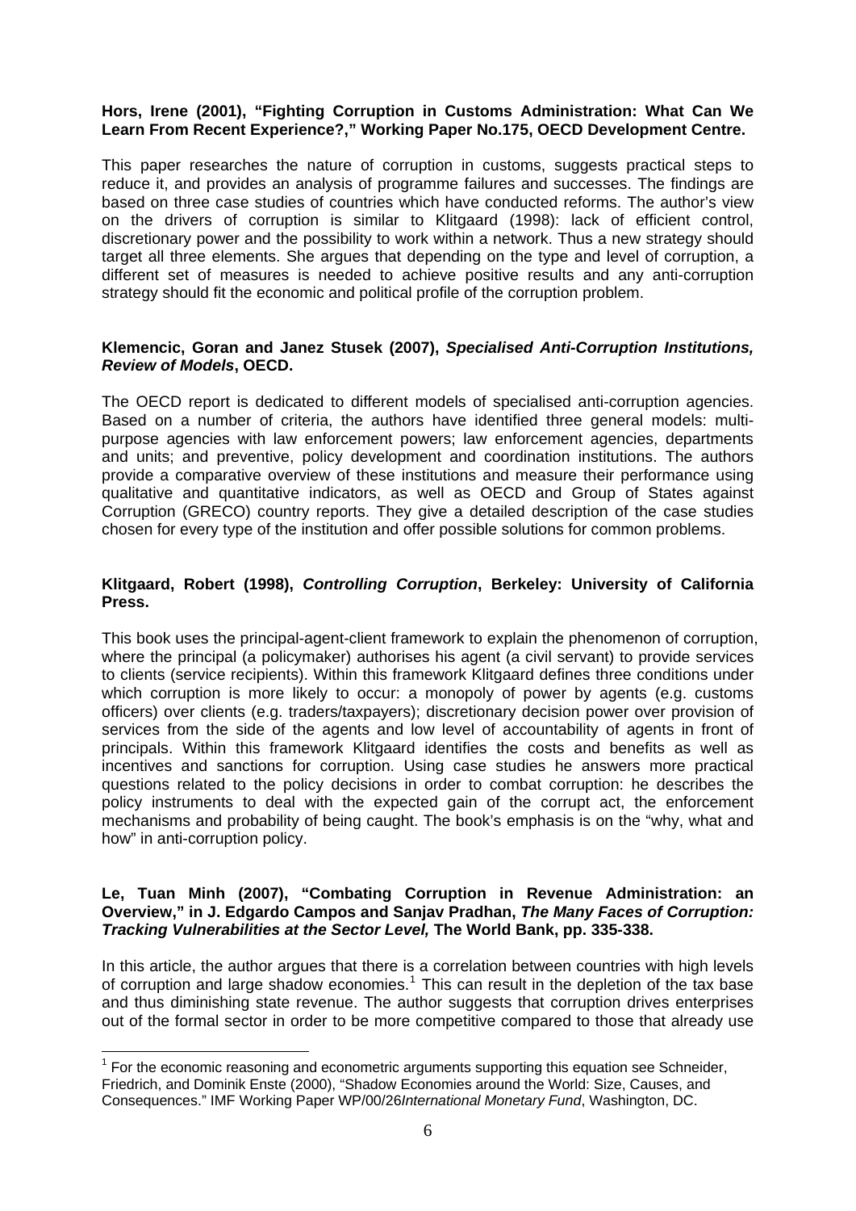**Hors, Irene (2001), "Fighting Corruption in Customs Administration: What Can We Learn From Recent Experience?," Working Paper No.175, OECD Development Centre.**

This paper researches the nature of corruption in customs, suggests practical steps to reduce it, and provides an analysis of programme failures and successes. The findings are based on three case studies of countries which have conducted reforms. The author's view on the drivers of corruption is similar to Klitgaard (1998): lack of efficient control, discretionary power and the possibility to work within a network. Thus a new strategy should target all three elements. She argues that depending on the type and level of corruption, a different set of measures is needed to achieve positive results and any anti-corruption strategy should fit the economic and political profile of the corruption problem.

**Klemencic, Goran and Janez Stusek (2007), *Specialised Anti-Corruption Institutions, Review of Models*, OECD.**

The OECD report is dedicated to different models of specialised anti-corruption agencies. Based on a number of criteria, the authors have identified three general models: multi-purpose agencies with law enforcement powers; law enforcement agencies, departments and units; and preventive, policy development and coordination institutions. The authors provide a comparative overview of these institutions and measure their performance using qualitative and quantitative indicators, as well as OECD and Group of States against Corruption (GRECO) country reports. They give a detailed description of the case studies chosen for every type of the institution and offer possible solutions for common problems.

**Klitgaard, Robert (1998), *Controlling Corruption*, Berkeley: University of California Press.**

This book uses the principal-agent-client framework to explain the phenomenon of corruption, where the principal (a policymaker) authorises his agent (a civil servant) to provide services to clients (service recipients). Within this framework Klitgaard defines three conditions under which corruption is more likely to occur: a monopoly of power by agents (e.g. customs officers) over clients (e.g. traders/taxpayers); discretionary decision power over provision of services from the side of the agents and low level of accountability of agents in front of principals. Within this framework Klitgaard identifies the costs and benefits as well as incentives and sanctions for corruption. Using case studies he answers more practical questions related to the policy decisions in order to combat corruption: he describes the policy instruments to deal with the expected gain of the corrupt act, the enforcement mechanisms and probability of being caught. The book's emphasis is on the "why, what and how" in anti-corruption policy.

**Le, Tuan Minh (2007), "Combating Corruption in Revenue Administration: an Overview," in J. Edgardo Campos and Sanjav Pradhan, *The Many Faces of Corruption: Tracking Vulnerabilities at the Sector Level,* The World Bank, pp. 335-338.**

In this article, the author argues that there is a correlation between countries with high levels of corruption and large shadow economies.[1] This can result in the depletion of the tax base and thus diminishing state revenue. The author suggests that corruption drives enterprises out of the formal sector in order to be more competitive compared to those that already use

[1] For the economic reasoning and econometric arguments supporting this equation see Schneider, Friedrich, and Dominik Enste (2000), "Shadow Economies around the World: Size, Causes, and Consequences." IMF Working Paper WP/00/26*International Monetary Fund*, Washington, DC.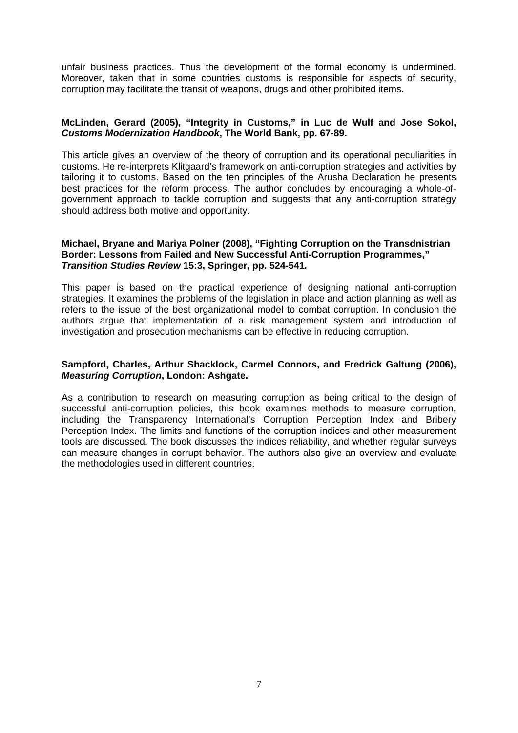unfair business practices. Thus the development of the formal economy is undermined. Moreover, taken that in some countries customs is responsible for aspects of security, corruption may facilitate the transit of weapons, drugs and other prohibited items.

**McLinden, Gerard (2005), "Integrity in Customs," in Luc de Wulf and Jose Sokol, *Customs Modernization Handbook*, The World Bank, pp. 67-89.**

This article gives an overview of the theory of corruption and its operational peculiarities in customs. He re-interprets Klitgaard's framework on anti-corruption strategies and activities by tailoring it to customs. Based on the ten principles of the Arusha Declaration he presents best practices for the reform process. The author concludes by encouraging a whole-of-government approach to tackle corruption and suggests that any anti-corruption strategy should address both motive and opportunity.

**Michael, Bryane and Mariya Polner (2008), "Fighting Corruption on the Transdnistrian Border: Lessons from Failed and New Successful Anti-Corruption Programmes," *Transition Studies Review* 15:3, Springer, pp. 524-541.**

This paper is based on the practical experience of designing national anti-corruption strategies. It examines the problems of the legislation in place and action planning as well as refers to the issue of the best organizational model to combat corruption. In conclusion the authors argue that implementation of a risk management system and introduction of investigation and prosecution mechanisms can be effective in reducing corruption.

**Sampford, Charles, Arthur Shacklock, Carmel Connors, and Fredrick Galtung (2006), *Measuring Corruption*, London: Ashgate.**

As a contribution to research on measuring corruption as being critical to the design of successful anti-corruption policies, this book examines methods to measure corruption, including the Transparency International's Corruption Perception Index and Bribery Perception Index. The limits and functions of the corruption indices and other measurement tools are discussed. The book discusses the indices reliability, and whether regular surveys can measure changes in corrupt behavior. The authors also give an overview and evaluate the methodologies used in different countries.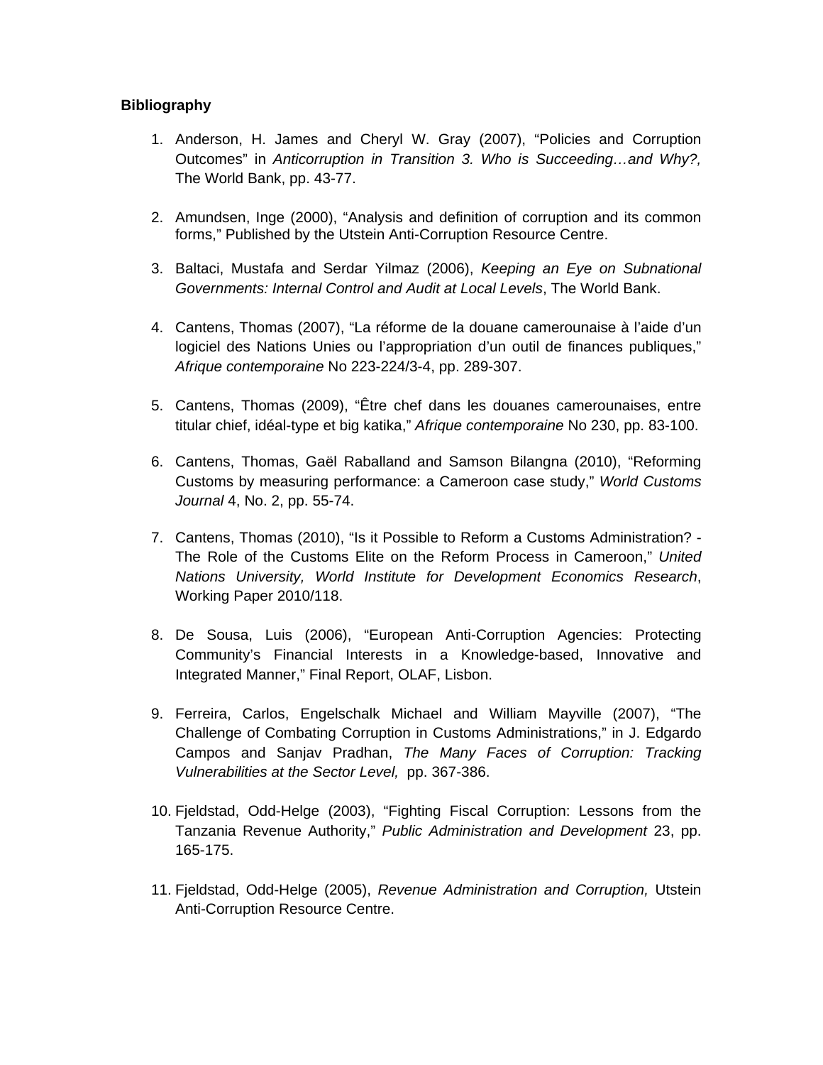**Bibliography**

1. Anderson, H. James and Cheryl W. Gray (2007), "Policies and Corruption Outcomes" in *Anticorruption in Transition 3. Who is Succeeding…and Why?,* The World Bank, pp. 43-77.

2. Amundsen, Inge (2000), "Analysis and definition of corruption and its common forms," Published by the Utstein Anti-Corruption Resource Centre.

3. Baltaci, Mustafa and Serdar Yilmaz (2006), *Keeping an Eye on Subnational Governments: Internal Control and Audit at Local Levels*, The World Bank.

4. Cantens, Thomas (2007), "La réforme de la douane camerounaise à l'aide d'un logiciel des Nations Unies ou l'appropriation d'un outil de finances publiques," *Afrique contemporaine* No 223-224/3-4, pp. 289-307.

5. Cantens, Thomas (2009), "Être chef dans les douanes camerounaises, entre titular chief, idéal-type et big katika," *Afrique contemporaine* No 230, pp. 83-100.

6. Cantens, Thomas, Gaël Raballand and Samson Bilangna (2010), "Reforming Customs by measuring performance: a Cameroon case study," *World Customs Journal* 4, No. 2, pp. 55-74.

7. Cantens, Thomas (2010), "Is it Possible to Reform a Customs Administration? - The Role of the Customs Elite on the Reform Process in Cameroon," *United Nations University, World Institute for Development Economics Research*, Working Paper 2010/118.

8. De Sousa, Luis (2006), "European Anti-Corruption Agencies: Protecting Community's Financial Interests in a Knowledge-based, Innovative and Integrated Manner," Final Report, OLAF, Lisbon.

9. Ferreira, Carlos, Engelschalk Michael and William Mayville (2007), "The Challenge of Combating Corruption in Customs Administrations," in J. Edgardo Campos and Sanjav Pradhan, *The Many Faces of Corruption: Tracking Vulnerabilities at the Sector Level,* pp. 367-386.

10. Fjeldstad, Odd-Helge (2003), "Fighting Fiscal Corruption: Lessons from the Tanzania Revenue Authority," *Public Administration and Development* 23, pp. 165-175.

11. Fjeldstad, Odd-Helge (2005), *Revenue Administration and Corruption,* Utstein Anti-Corruption Resource Centre.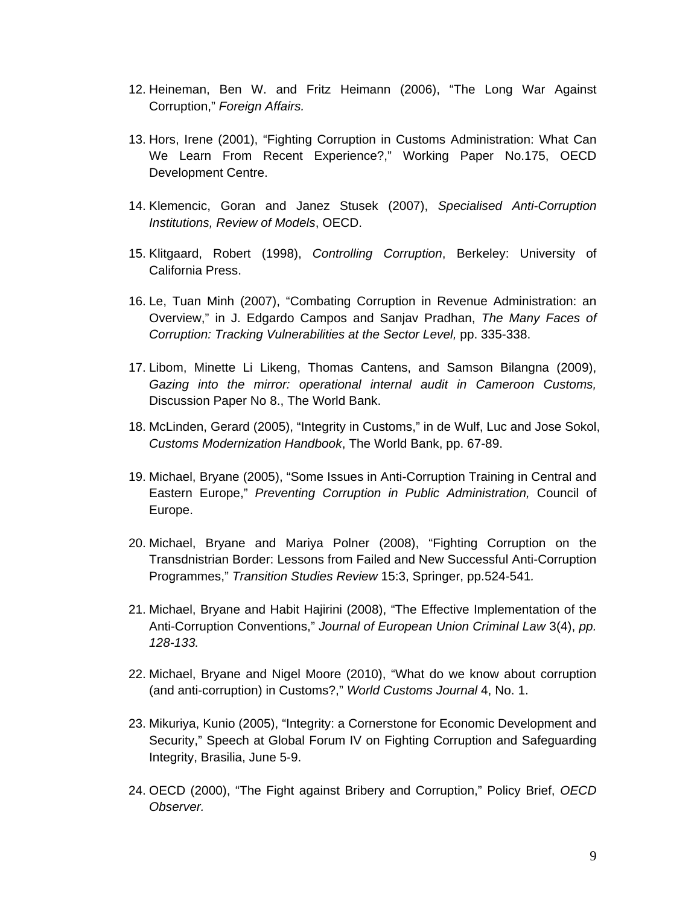12. Heineman, Ben W. and Fritz Heimann (2006), "The Long War Against Corruption," *Foreign Affairs.*

13. Hors, Irene (2001), "Fighting Corruption in Customs Administration: What Can We Learn From Recent Experience?," Working Paper No.175, OECD Development Centre.

14. Klemencic, Goran and Janez Stusek (2007), *Specialised Anti-Corruption Institutions, Review of Models*, OECD.

15. Klitgaard, Robert (1998), *Controlling Corruption*, Berkeley: University of California Press.

16. Le, Tuan Minh (2007), "Combating Corruption in Revenue Administration: an Overview," in J. Edgardo Campos and Sanjav Pradhan, *The Many Faces of Corruption: Tracking Vulnerabilities at the Sector Level,* pp. 335-338.

17. Libom, Minette Li Likeng, Thomas Cantens, and Samson Bilangna (2009), *Gazing into the mirror: operational internal audit in Cameroon Customs,* Discussion Paper No 8., The World Bank.

18. McLinden, Gerard (2005), "Integrity in Customs," in de Wulf, Luc and Jose Sokol, *Customs Modernization Handbook*, The World Bank, pp. 67-89.

19. Michael, Bryane (2005), "Some Issues in Anti-Corruption Training in Central and Eastern Europe," *Preventing Corruption in Public Administration,* Council of Europe.

20. Michael, Bryane and Mariya Polner (2008), "Fighting Corruption on the Transdnistrian Border: Lessons from Failed and New Successful Anti-Corruption Programmes," *Transition Studies Review* 15:3, Springer, pp.524-541*.*

21. Michael, Bryane and Habit Hajirini (2008), "The Effective Implementation of the Anti-Corruption Conventions," *Journal of European Union Criminal Law* 3(4), *pp. 128-133.*

22. Michael, Bryane and Nigel Moore (2010), "What do we know about corruption (and anti-corruption) in Customs?," *World Customs Journal* 4, No. 1.

23. Mikuriya, Kunio (2005), "Integrity: a Cornerstone for Economic Development and Security," Speech at Global Forum IV on Fighting Corruption and Safeguarding Integrity, Brasilia, June 5-9.

24. OECD (2000), "The Fight against Bribery and Corruption," Policy Brief, *OECD Observer.*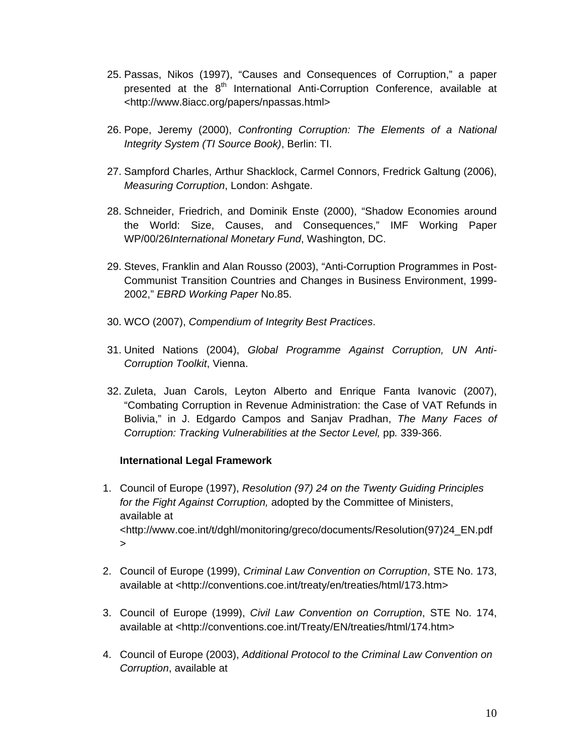25. Passas, Nikos (1997), "Causes and Consequences of Corruption," a paper presented at the 8th International Anti-Corruption Conference, available at <http://www.8iacc.org/papers/npassas.html>

26. Pope, Jeremy (2000), *Confronting Corruption: The Elements of a National Integrity System (TI Source Book)*, Berlin: TI.

27. Sampford Charles, Arthur Shacklock, Carmel Connors, Fredrick Galtung (2006), *Measuring Corruption*, London: Ashgate.

28. Schneider, Friedrich, and Dominik Enste (2000), "Shadow Economies around the World: Size, Causes, and Consequences," IMF Working Paper WP/00/26*International Monetary Fund*, Washington, DC.

29. Steves, Franklin and Alan Rousso (2003), "Anti-Corruption Programmes in Post-Communist Transition Countries and Changes in Business Environment, 1999-2002," *EBRD Working Paper* No.85.

30. WCO (2007), *Compendium of Integrity Best Practices*.

31. United Nations (2004), *Global Programme Against Corruption, UN Anti-Corruption Toolkit*, Vienna.

32. Zuleta, Juan Carols, Leyton Alberto and Enrique Fanta Ivanovic (2007), "Combating Corruption in Revenue Administration: the Case of VAT Refunds in Bolivia," in J. Edgardo Campos and Sanjav Pradhan, *The Many Faces of Corruption: Tracking Vulnerabilities at the Sector Level,* pp*.* 339-366.

**International Legal Framework**

1. Council of Europe (1997), *Resolution (97) 24 on the Twenty Guiding Principles for the Fight Against Corruption,* adopted by the Committee of Ministers, available at <http://www.coe.int/t/dghl/monitoring/greco/documents/Resolution(97)24_EN.pdf>

2. Council of Europe (1999), *Criminal Law Convention on Corruption*, STE No. 173, available at <http://conventions.coe.int/treaty/en/treaties/html/173.htm>

3. Council of Europe (1999), *Civil Law Convention on Corruption*, STE No. 174, available at <http://conventions.coe.int/Treaty/EN/treaties/html/174.htm>

4. Council of Europe (2003), *Additional Protocol to the Criminal Law Convention on Corruption*, available at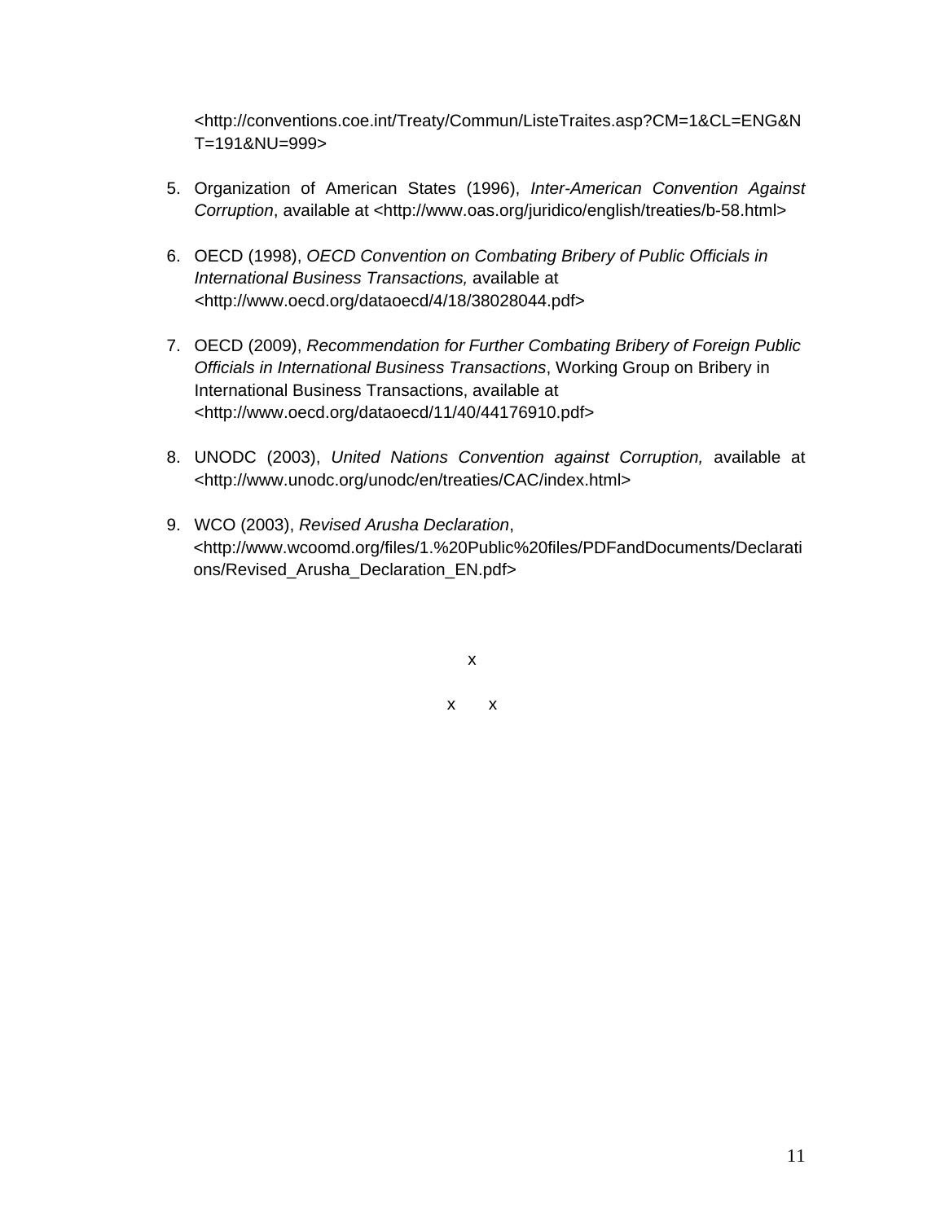<http://conventions.coe.int/Treaty/Commun/ListeTraites.asp?CM=1&CL=ENG&NT=191&NU=999>

5. Organization of American States (1996), *Inter-American Convention Against Corruption*, available at <http://www.oas.org/juridico/english/treaties/b-58.html>

6. OECD (1998), *OECD Convention on Combating Bribery of Public Officials in International Business Transactions,* available at <http://www.oecd.org/dataoecd/4/18/38028044.pdf>

7. OECD (2009), *Recommendation for Further Combating Bribery of Foreign Public Officials in International Business Transactions*, Working Group on Bribery in International Business Transactions, available at <http://www.oecd.org/dataoecd/11/40/44176910.pdf>

8. UNODC (2003), *United Nations Convention against Corruption,* available at <http://www.unodc.org/unodc/en/treaties/CAC/index.html>

9. WCO (2003), *Revised Arusha Declaration*, <http://www.wcoomd.org/files/1.%20Public%20files/PDFandDocuments/Declarations/Revised_Arusha_Declaration_EN.pdf>

x

x x